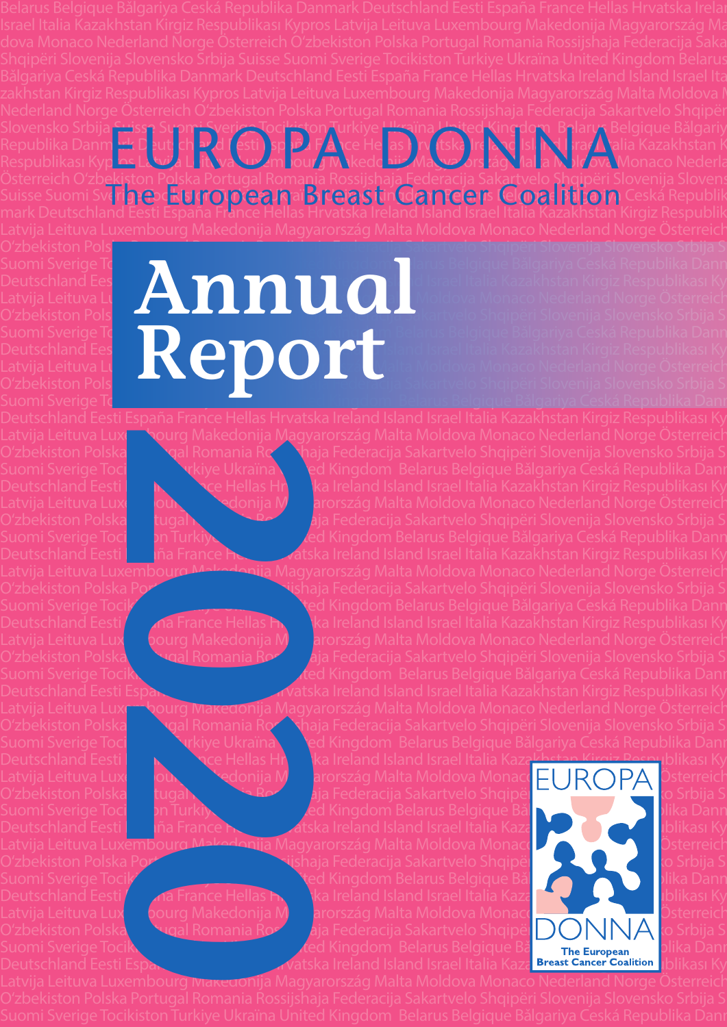# EUROPA DONNA

## The European Breast Cancer Coalition

# Annual Report

# 2020

EUROPA DONNA
The European Breast Cancer Coalition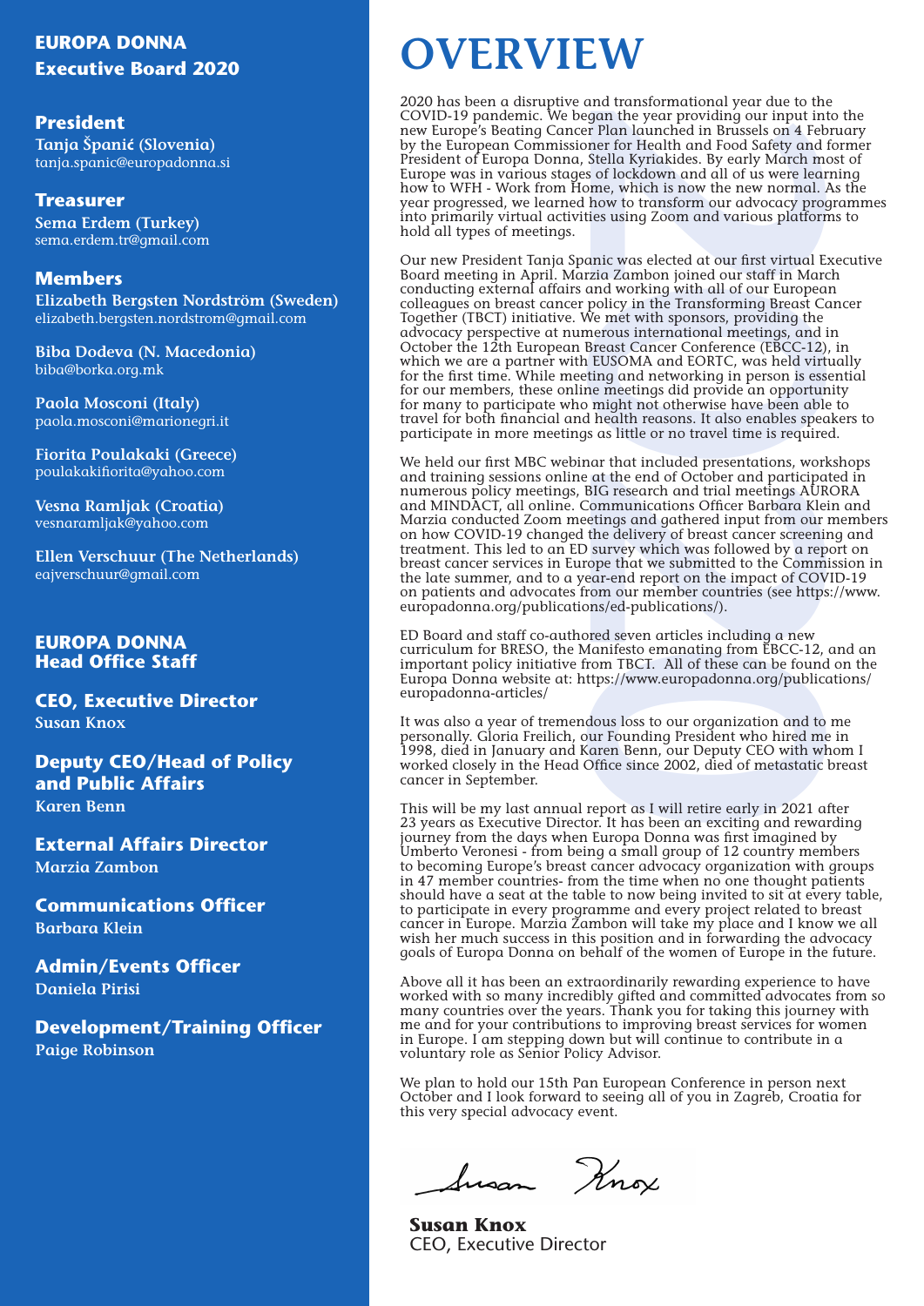## EUROPA DONNA Executive Board 2020

### President

**Tanja Španić (Slovenia)**
tanja.spanic@europadonna.si

### Treasurer

**Sema Erdem (Turkey)**
sema.erdem.tr@gmail.com

### Members

**Elizabeth Bergsten Nordström (Sweden)**
elizabeth.bergsten.nordstrom@gmail.com

**Biba Dodeva (N. Macedonia)**
biba@borka.org.mk

**Paola Mosconi (Italy)**
paola.mosconi@marionegri.it

**Fiorita Poulakaki (Greece)**
poulakakifiorita@yahoo.com

**Vesna Ramljak (Croatia)**
vesnaramljak@yahoo.com

**Ellen Verschuur (The Netherlands)**
eajverschuur@gmail.com

## EUROPA DONNA Head Office Staff

### CEO, Executive Director

**Susan Knox**

### Deputy CEO/Head of Policy and Public Affairs

**Karen Benn**

### External Affairs Director

**Marzia Zambon**

### Communications Officer

**Barbara Klein**

### Admin/Events Officer

**Daniela Pirisi**

### Development/Training Officer

**Paige Robinson**

# OVERVIEW

2020 has been a disruptive and transformational year due to the COVID-19 pandemic. We began the year providing our input into the new Europe's Beating Cancer Plan launched in Brussels on 4 February by the European Commissioner for Health and Food Safety and former President of Europa Donna, Stella Kyriakides. By early March most of Europe was in various stages of lockdown and all of us were learning how to WFH - Work from Home, which is now the new normal. As the year progressed, we learned how to transform our advocacy programmes into primarily virtual activities using Zoom and various platforms to hold all types of meetings.

Our new President Tanja Spanic was elected at our first virtual Executive Board meeting in April. Marzia Zambon joined our staff in March conducting external affairs and working with all of our European colleagues on breast cancer policy in the Transforming Breast Cancer Together (TBCT) initiative. We met with sponsors, providing the advocacy perspective at numerous international meetings, and in October the 12th European Breast Cancer Conference (EBCC-12), in which we are a partner with EUSOMA and EORTC, was held virtually for the first time. While meeting and networking in person is essential for our members, these online meetings did provide an opportunity for many to participate who might not otherwise have been able to travel for both financial and health reasons. It also enables speakers to participate in more meetings as little or no travel time is required.

We held our first MBC webinar that included presentations, workshops and training sessions online at the end of October and participated in numerous policy meetings, BIG research and trial meetings AURORA and MINDACT, all online. Communications Officer Barbara Klein and Marzia conducted Zoom meetings and gathered input from our members on how COVID-19 changed the delivery of breast cancer screening and treatment. This led to an ED survey which was followed by a report on breast cancer services in Europe that we submitted to the Commission in the late summer, and to a year-end report on the impact of COVID-19 on patients and advocates from our member countries (see https://www.europadonna.org/publications/ed-publications/).

ED Board and staff co-authored seven articles including a new curriculum for BRESO, the Manifesto emanating from EBCC-12, and an important policy initiative from TBCT. All of these can be found on the Europa Donna website at: https://www.europadonna.org/publications/europadonna-articles/

It was also a year of tremendous loss to our organization and to me personally. Gloria Freilich, our Founding President who hired me in 1998, died in January and Karen Benn, our Deputy CEO with whom I worked closely in the Head Office since 2002, died of metastatic breast cancer in September.

This will be my last annual report as I will retire early in 2021 after 23 years as Executive Director. It has been an exciting and rewarding journey from the days when Europa Donna was first imagined by Umberto Veronesi - from being a small group of 12 country members to becoming Europe's breast cancer advocacy organization with groups in 47 member countries- from the time when no one thought patients should have a seat at the table to now being invited to sit at every table, to participate in every programme and every project related to breast cancer in Europe. Marzia Zambon will take my place and I know we all wish her much success in this position and in forwarding the advocacy goals of Europa Donna on behalf of the women of Europe in the future.

Above all it has been an extraordinarily rewarding experience to have worked with so many incredibly gifted and committed advocates from so many countries over the years. Thank you for taking this journey with me and for your contributions to improving breast services for women in Europe. I am stepping down but will continue to contribute in a voluntary role as Senior Policy Advisor.

We plan to hold our 15th Pan European Conference in person next October and I look forward to seeing all of you in Zagreb, Croatia for this very special advocacy event.

Susan Knox

**Susan Knox**
CEO, Executive Director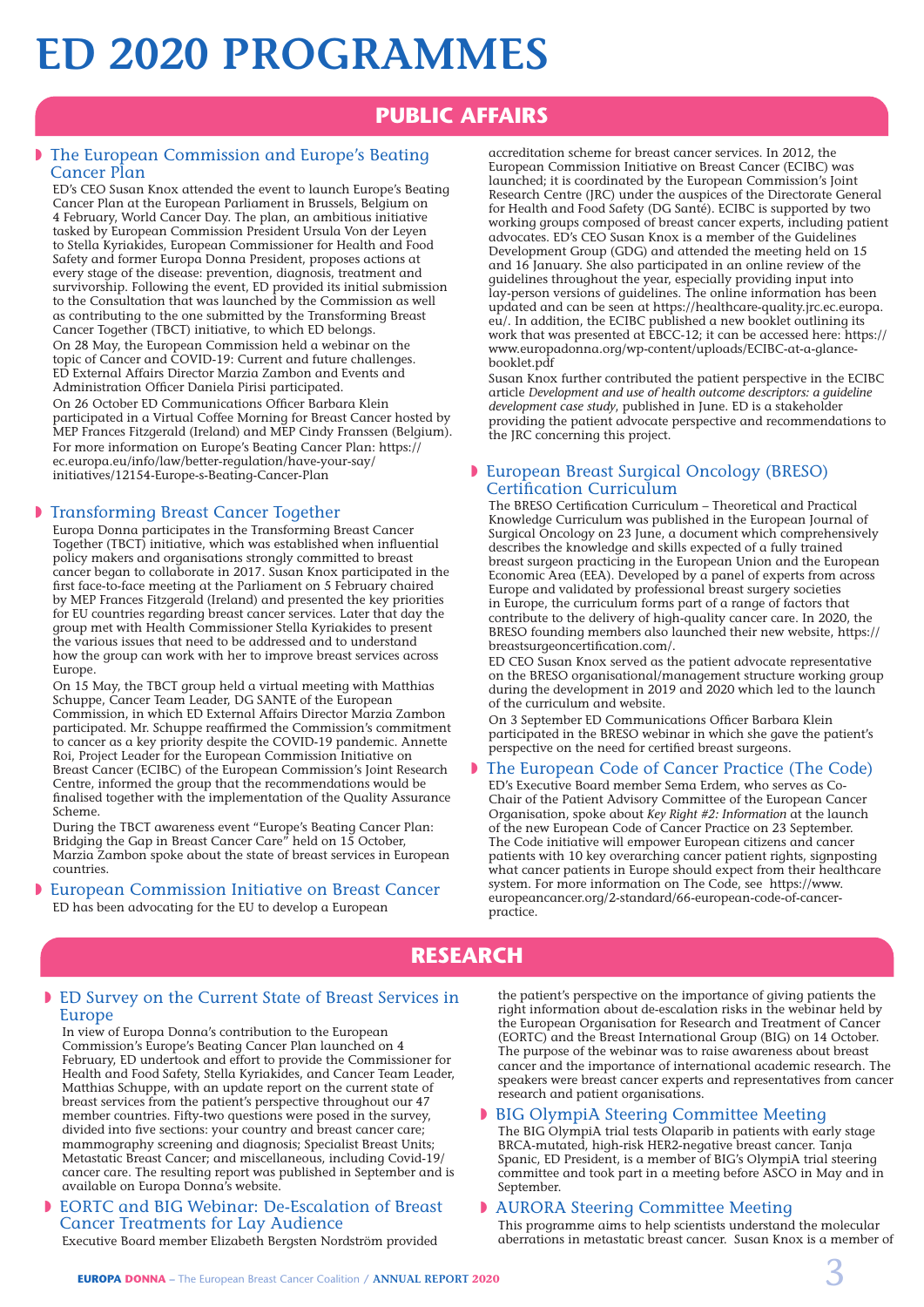# ED 2020 PROGRAMMES

## PUBLIC AFFAIRS

### The European Commission and Europe's Beating Cancer Plan

ED's CEO Susan Knox attended the event to launch Europe's Beating Cancer Plan at the European Parliament in Brussels, Belgium on 4 February, World Cancer Day. The plan, an ambitious initiative tasked by European Commission President Ursula Von der Leyen to Stella Kyriakides, European Commissioner for Health and Food Safety and former Europa Donna President, proposes actions at every stage of the disease: prevention, diagnosis, treatment and survivorship. Following the event, ED provided its initial submission to the Consultation that was launched by the Commission as well as contributing to the one submitted by the Transforming Breast Cancer Together (TBCT) initiative, to which ED belongs.

On 28 May, the European Commission held a webinar on the topic of Cancer and COVID-19: Current and future challenges. ED External Affairs Director Marzia Zambon and Events and Administration Officer Daniela Pirisi participated.

On 26 October ED Communications Officer Barbara Klein participated in a Virtual Coffee Morning for Breast Cancer hosted by MEP Frances Fitzgerald (Ireland) and MEP Cindy Franssen (Belgium). For more information on Europe's Beating Cancer Plan: https://ec.europa.eu/info/law/better-regulation/have-your-say/initiatives/12154-Europe-s-Beating-Cancer-Plan

### Transforming Breast Cancer Together

Europa Donna participates in the Transforming Breast Cancer Together (TBCT) initiative, which was established when influential policy makers and organisations strongly committed to breast cancer began to collaborate in 2017. Susan Knox participated in the first face-to-face meeting at the Parliament on 5 February chaired by MEP Frances Fitzgerald (Ireland) and presented the key priorities for EU countries regarding breast cancer services. Later that day the group met with Health Commissioner Stella Kyriakides to present the various issues that need to be addressed and to understand how the group can work with her to improve breast services across Europe.

On 15 May, the TBCT group held a virtual meeting with Matthias Schuppe, Cancer Team Leader, DG SANTE of the European Commission, in which ED External Affairs Director Marzia Zambon participated. Mr. Schuppe reaffirmed the Commission's commitment to cancer as a key priority despite the COVID-19 pandemic. Annette Roi, Project Leader for the European Commission Initiative on Breast Cancer (ECIBC) of the European Commission's Joint Research Centre, informed the group that the recommendations would be finalised together with the implementation of the Quality Assurance Scheme.

During the TBCT awareness event "Europe's Beating Cancer Plan: Bridging the Gap in Breast Cancer Care" held on 15 October, Marzia Zambon spoke about the state of breast services in European countries.

### European Commission Initiative on Breast Cancer

ED has been advocating for the EU to develop a European accreditation scheme for breast cancer services. In 2012, the European Commission Initiative on Breast Cancer (ECIBC) was launched; it is coordinated by the European Commission's Joint Research Centre (JRC) under the auspices of the Directorate General for Health and Food Safety (DG Santé). ECIBC is supported by two working groups composed of breast cancer experts, including patient advocates. ED's CEO Susan Knox is a member of the Guidelines Development Group (GDG) and attended the meeting held on 15 and 16 January. She also participated in an online review of the guidelines throughout the year, especially providing input into lay-person versions of guidelines. The online information has been updated and can be seen at https://healthcare-quality.jrc.ec.europa.eu/. In addition, the ECIBC published a new booklet outlining its work that was presented at EBCC-12; it can be accessed here: https://www.europadonna.org/wp-content/uploads/ECIBC-at-a-glance-booklet.pdf

Susan Knox further contributed the patient perspective in the ECIBC article *Development and use of health outcome descriptors: a guideline development case study*, published in June. ED is a stakeholder providing the patient advocate perspective and recommendations to the JRC concerning this project.

### European Breast Surgical Oncology (BRESO) Certification Curriculum

The BRESO Certification Curriculum – Theoretical and Practical Knowledge Curriculum was published in the European Journal of Surgical Oncology on 23 June, a document which comprehensively describes the knowledge and skills expected of a fully trained breast surgeon practicing in the European Union and the European Economic Area (EEA). Developed by a panel of experts from across Europe and validated by professional breast surgery societies in Europe, the curriculum forms part of a range of factors that contribute to the delivery of high-quality cancer care. In 2020, the BRESO founding members also launched their new website, https://breastsurgeoncertification.com/.

ED CEO Susan Knox served as the patient advocate representative on the BRESO organisational/management structure working group during the development in 2019 and 2020 which led to the launch of the curriculum and website.

On 3 September ED Communications Officer Barbara Klein participated in the BRESO webinar in which she gave the patient's perspective on the need for certified breast surgeons.

### The European Code of Cancer Practice (The Code)

ED's Executive Board member Sema Erdem, who serves as Co-Chair of the Patient Advisory Committee of the European Cancer Organisation, spoke about *Key Right #2: Information* at the launch of the new European Code of Cancer Practice on 23 September. The Code initiative will empower European citizens and cancer patients with 10 key overarching cancer patient rights, signposting what cancer patients in Europe should expect from their healthcare system. For more information on The Code, see https://www.europeancancer.org/2-standard/66-european-code-of-cancer-practice.

## RESEARCH

### ED Survey on the Current State of Breast Services in Europe

In view of Europa Donna's contribution to the European Commission's Europe's Beating Cancer Plan launched on 4 February, ED undertook and effort to provide the Commissioner for Health and Food Safety, Stella Kyriakides, and Cancer Team Leader, Matthias Schuppe, with an update report on the current state of breast services from the patient's perspective throughout our 47 member countries. Fifty-two questions were posed in the survey, divided into five sections: your country and breast cancer care; mammography screening and diagnosis; Specialist Breast Units; Metastatic Breast Cancer; and miscellaneous, including Covid-19/cancer care. The resulting report was published in September and is available on Europa Donna's website.

### EORTC and BIG Webinar: De-Escalation of Breast Cancer Treatments for Lay Audience

Executive Board member Elizabeth Bergsten Nordström provided the patient's perspective on the importance of giving patients the right information about de-escalation risks in the webinar held by the European Organisation for Research and Treatment of Cancer (EORTC) and the Breast International Group (BIG) on 14 October. The purpose of the webinar was to raise awareness about breast cancer and the importance of international academic research. The speakers were breast cancer experts and representatives from cancer research and patient organisations.

### BIG OlympiA Steering Committee Meeting

The BIG OlympiA trial tests Olaparib in patients with early stage BRCA-mutated, high-risk HER2-negative breast cancer. Tanja Spanic, ED President, is a member of BIG's OlympiA trial steering committee and took part in a meeting before ASCO in May and in September.

### AURORA Steering Committee Meeting

This programme aims to help scientists understand the molecular aberrations in metastatic breast cancer. Susan Knox is a member of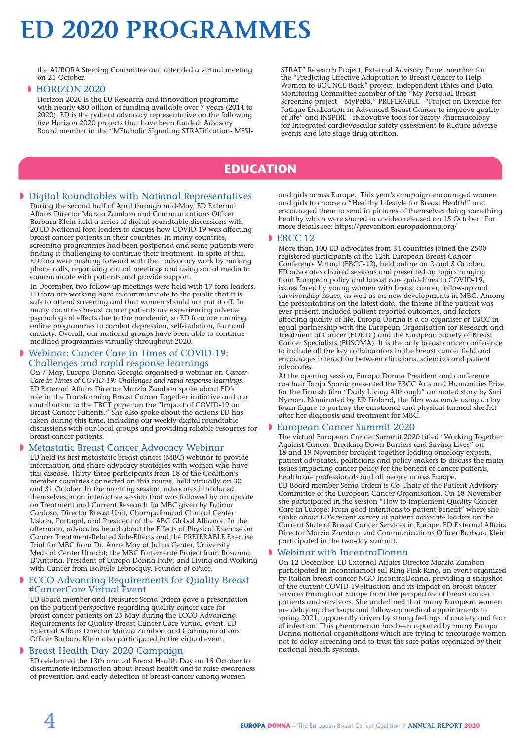# ED 2020 PROGRAMMES

the AURORA Steering Committee and attended a virtual meeting on 21 October.

### HORIZON 2020

Horizon 2020 is the EU Research and Innovation programme with nearly €80 billion of funding available over 7 years (2014 to 2020). ED is the patient advocacy representative on the following five Horizon 2020 projects that have been funded: Advisory Board member in the "MEtabolic SIgnaling STRATification- MESI-STRAT" Research Project, External Advisory Panel member for the "Predicting Effective Adaptation to Breast Cancer to Help Women to BOUNCE Back" project, Independent Ethics and Data Monitoring Committee member of the "My Personal Breast Screening project – MyPeBS," PREFERABLE –"Project on Exercise for Fatigue Eradication in Advanced Breast Cancer to improve quality of life" and INSPIRE - INnovative tools for Safety Pharmacology for Integrated cardiovascular safety assessment to REduce adverse events and late stage drug attrition.

## EDUCATION

### Digital Roundtables with National Representatives

During the second half of April through mid-May, ED External Affairs Director Marzia Zambon and Communications Officer Barbara Klein held a series of digital roundtable discussions with 20 ED National fora leaders to discuss how COVID-19 was affecting breast cancer patients in their countries. In many countries, screening programmes had been postponed and some patients were finding it challenging to continue their treatment. In spite of this, ED fora were pushing forward with their advocacy work by making phone calls, organising virtual meetings and using social media to communicate with patients and provide support.

In December, two follow-up meetings were held with 17 fora leaders. ED fora are working hard to communicate to the public that it is safe to attend screening and that women should not put it off. In many countries breast cancer patients are experiencing adverse psychological effects due to the pandemic, so ED fora are running online programmes to combat depression, self-isolation, fear and anxiety. Overall, our national groups have been able to continue modified programmes virtually throughout 2020.

### Webinar: Cancer Care in Times of COVID-19: Challenges and rapid response learnings

On 7 May, Europa Donna Georgia organised a webinar on *Cancer Care in Times of COVID-19: Challenges and rapid response learnings.* ED External Affairs Director Marzia Zambon spoke about ED's role in the Transforming Breast Cancer Together initiative and our contribution to the TBCT paper on the "Impact of COVID-19 on Breast Cancer Patients." She also spoke about the actions ED has taken during this time, including our weekly digital roundtable discussions with our local groups and providing reliable resources for breast cancer patients.

### Metastatic Breast Cancer Advocacy Webinar

ED held its first metastatic breast cancer (MBC) webinar to provide information and share advocacy strategies with women who have this disease. Thirty-three participants from 18 of the Coalition's member countries connected on this course, held virtually on 30 and 31 October. In the morning session, advocates introduced themselves in an interactive session that was followed by an update on Treatment and Current Research for MBC given by Fatima Cardoso, Director Breast Unit, Champalimaud Clinical Center Lisbon, Portugal, and President of the ABC Global Alliance. In the afternoon, advocates heard about the Effects of Physical Exercise on Cancer Treatment-Related Side-Effects and the PREFERABLE Exercise Trial for MBC from Dr. Anne May of Julius Center, University Medical Center Utrecht; the MBC Fortemente Project from Rosanna D'Antona, President of Europa Donna Italy; and Living and Working with Cancer from Isabelle Lebrocquy, Founder of oPuce.

### ECCO Advancing Requirements for Quality Breast #CancerCare Virtual Event

ED Board member and Treasurer Sema Erdem gave a presentation on the patient perspective regarding quality cancer care for breast cancer patients on 25 May during the ECCO Advancing Requirements for Quality Breast Cancer Care Virtual event. ED External Affairs Director Marzia Zambon and Communications Officer Barbara Klein also participated in the virtual event.

### Breast Health Day 2020 Campaign

ED celebrated the 13th annual Breast Health Day on 15 October to disseminate information about breast health and to raise awareness of prevention and early detection of breast cancer among women and girls across Europe. This year's campaign encouraged women and girls to choose a "Healthy Lifestyle for Breast Health!" and encouraged them to send in pictures of themselves doing something healthy which were shared in a video released on 15 October. For more details see: https://prevention.europadonna.org/

### EBCC 12

More than 100 ED advocates from 34 countries joined the 2500 registered participants at the 12th European Breast Cancer Conference Virtual (EBCC-12), held online on 2 and 3 October. ED advocates chaired sessions and presented on topics ranging from European policy and breast care guidelines to COVID-19, issues faced by young women with breast cancer, follow-up and survivorship issues, as well as on new developments in MBC. Among the presentations on the latest data, the theme of the patient was ever-present, included patient-reported outcomes, and factors affecting quality of life. Europa Donna is a co-organiser of EBCC in equal partnership with the European Organisation for Research and Treatment of Cancer (EORTC) and the European Society of Breast Cancer Specialists (EUSOMA). It is the only breast cancer conference to include all the key collaborators in the breast cancer field and encourages interaction between clinicians, scientists and patient advocates.

At the opening session, Europa Donna President and conference co-chair Tanja Spanic presented the EBCC Arts and Humanities Prize for the Finnish film "Daily Living Although" animated story by Sari Nyman. Nominated by ED Finland, the film was made using a clay foam figure to portray the emotional and physical turmoil she felt after her diagnosis and treatment for MBC.

### European Cancer Summit 2020

The virtual European Cancer Summit 2020 titled "Working Together Against Cancer: Breaking Down Barriers and Saving Lives" on 18 and 19 November brought together leading oncology experts, patient advocates, politicians and policy-makers to discuss the main issues impacting cancer policy for the benefit of cancer patients, healthcare professionals and all people across Europe.

ED Board member Sema Erdem is Co-Chair of the Patient Advisory Committee of the European Cancer Organisation. On 18 November she participated in the session "How to Implement Quality Cancer Care in Europe: From good intentions to patient benefit" where she spoke about ED's recent survey of patient advocate leaders on the Current State of Breast Cancer Services in Europe. ED External Affairs Director Marzia Zambon and Communications Officer Barbara Klein participated in the two-day summit.

### Webinar with IncontraDonna

On 12 December, ED External Affairs Director Marzia Zambon participated in Incontriamoci sul Ring-Pink Ring, an event organized by Italian breast cancer NGO IncontraDonna, providing a snapshot of the current COVID-19 situation and its impact on breast cancer services throughout Europe from the perspective of breast cancer patients and survivors. She underlined that many European women are delaying check-ups and follow-up medical appointments to spring 2021, apparently driven by strong feelings of anxiety and fear of infection. This phenomenon has been reported by many Europa Donna national organisations which are trying to encourage women not to delay screening and to trust the safe paths organized by their national health systems.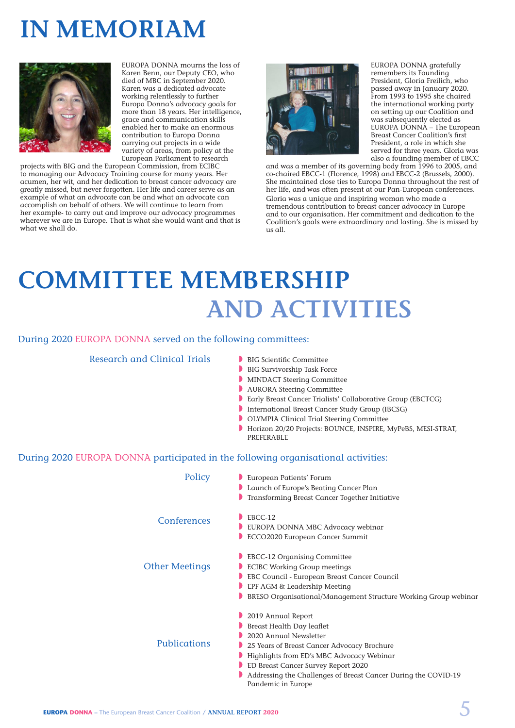# IN MEMORIAM

EUROPA DONNA mourns the loss of Karen Benn, our Deputy CEO, who died of MBC in September 2020. Karen was a dedicated advocate working relentlessly to further Europa Donna's advocacy goals for more than 18 years. Her intelligence, grace and communication skills enabled her to make an enormous contribution to Europa Donna carrying out projects in a wide variety of areas, from policy at the European Parliament to research projects with BIG and the European Commission, from ECIBC to managing our Advocacy Training course for many years. Her acumen, her wit, and her dedication to breast cancer advocacy are greatly missed, but never forgotten. Her life and career serve as an example of what an advocate can be and what an advocate can accomplish on behalf of others. We will continue to learn from her example- to carry out and improve our advocacy programmes wherever we are in Europe. That is what she would want and that is what we shall do.

EUROPA DONNA gratefully remembers its Founding President, Gloria Freilich, who passed away in January 2020. From 1993 to 1995 she chaired the international working party on setting up our Coalition and was subsequently elected as EUROPA DONNA – The European Breast Cancer Coalition's first President, a role in which she served for three years. Gloria was also a founding member of EBCC and was a member of its governing body from 1996 to 2005, and co-chaired EBCC-1 (Florence, 1998) and EBCC-2 (Brussels, 2000). She maintained close ties to Europa Donna throughout the rest of her life, and was often present at our Pan-European conferences.

Gloria was a unique and inspiring woman who made a tremendous contribution to breast cancer advocacy in Europe and to our organisation. Her commitment and dedication to the Coalition's goals were extraordinary and lasting. She is missed by us all.

# COMMITTEE MEMBERSHIP AND ACTIVITIES

During 2020 EUROPA DONNA served on the following committees:

**Research and Clinical Trials**

- BIG Scientific Committee
- BIG Survivorship Task Force
- MINDACT Steering Committee
- AURORA Steering Committee
- Early Breast Cancer Trialists' Collaborative Group (EBCTCG)
- International Breast Cancer Study Group (IBCSG)
- OLYMPIA Clinical Trial Steering Committee
- Horizon 20/20 Projects: BOUNCE, INSPIRE, MyPeBS, MESI-STRAT, PREFERABLE

During 2020 EUROPA DONNA participated in the following organisational activities:

**Policy**

- European Patients' Forum
- Launch of Europe's Beating Cancer Plan
- Transforming Breast Cancer Together Initiative

**Conferences**

- EBCC-12
- EUROPA DONNA MBC Advocacy webinar
- ECCO2020 European Cancer Summit

**Other Meetings**

- EBCC-12 Organising Committee
- ECIBC Working Group meetings
- EBC Council - European Breast Cancer Council
- EPF AGM & Leadership Meeting
- BRESO Organisational/Management Structure Working Group webinar

**Publications**

- 2019 Annual Report
- Breast Health Day leaflet
- 2020 Annual Newsletter
- 25 Years of Breast Cancer Advocacy Brochure
- Highlights from ED's MBC Advocacy Webinar
- ED Breast Cancer Survey Report 2020
- Addressing the Challenges of Breast Cancer During the COVID-19 Pandemic in Europe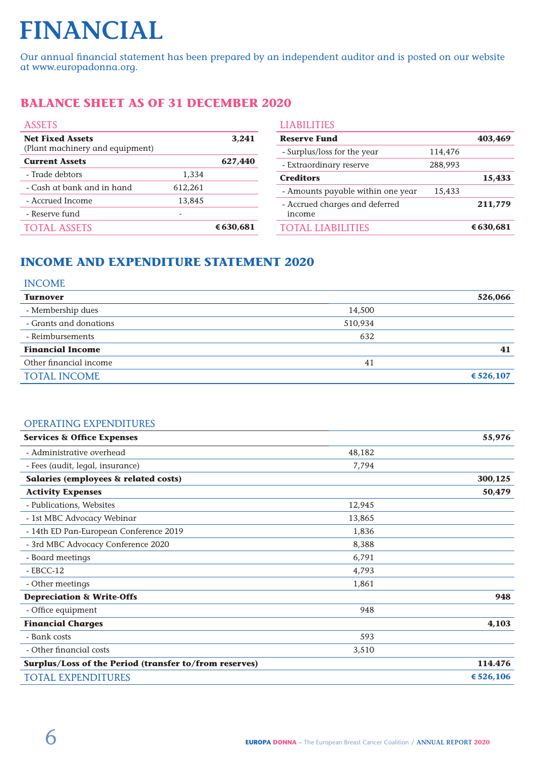# FINANCIAL

Our annual financial statement has been prepared by an independent auditor and is posted on our website at www.europadonna.org.

## BALANCE SHEET AS OF 31 DECEMBER 2020

| ASSETS | | |
|---|---|---|
| **Net Fixed Assets** (Plant machinery and equipment) | | **3,241** |
| **Current Assets** | | **627,440** |
| - Trade debtors | 1,334 | |
| - Cash at bank and in hand | 612,261 | |
| - Accrued Income | 13,845 | |
| - Reserve fund | - | |
| TOTAL ASSETS | | **€630,681** |

| LIABILITIES | | |
|---|---|---|
| **Reserve Fund** | | **403,469** |
| - Surplus/loss for the year | 114,476 | |
| - Extraordinary reserve | 288,993 | |
| **Creditors** | | **15,433** |
| - Amounts payable within one year | 15,433 | |
| - Accrued charges and deferred income | | **211,779** |
| TOTAL LIABILITIES | | **€630,681** |

## INCOME AND EXPENDITURE STATEMENT 2020

| INCOME | | |
|---|---|---|
| **Turnover** | | **526,066** |
| - Membership dues | 14,500 | |
| - Grants and donations | 510,934 | |
| - Reimbursements | 632 | |
| **Financial Income** | | **41** |
| Other financial income | 41 | |
| TOTAL INCOME | | **€ 526,107** |

| OPERATING EXPENDITURES | | |
|---|---|---|
| **Services & Office Expenses** | | **55,976** |
| - Administrative overhead | 48,182 | |
| - Fees (audit, legal, insurance) | 7,794 | |
| **Salaries (employees & related costs)** | | **300,125** |
| **Activity Expenses** | | **50,479** |
| - Publications, Websites | 12,945 | |
| - 1st MBC Advocacy Webinar | 13,865 | |
| - 14th ED Pan-European Conference 2019 | 1,836 | |
| - 3rd MBC Advocacy Conference 2020 | 8,388 | |
| - Board meetings | 6,791 | |
| - EBCC-12 | 4,793 | |
| - Other meetings | 1,861 | |
| **Depreciation & Write-Offs** | | **948** |
| - Office equipment | 948 | |
| **Financial Charges** | | **4,103** |
| - Bank costs | 593 | |
| - Other financial costs | 3,510 | |
| **Surplus/Loss of the Period (transfer to/from reserves)** | | **114.476** |
| TOTAL EXPENDITURES | | **€ 526,106** |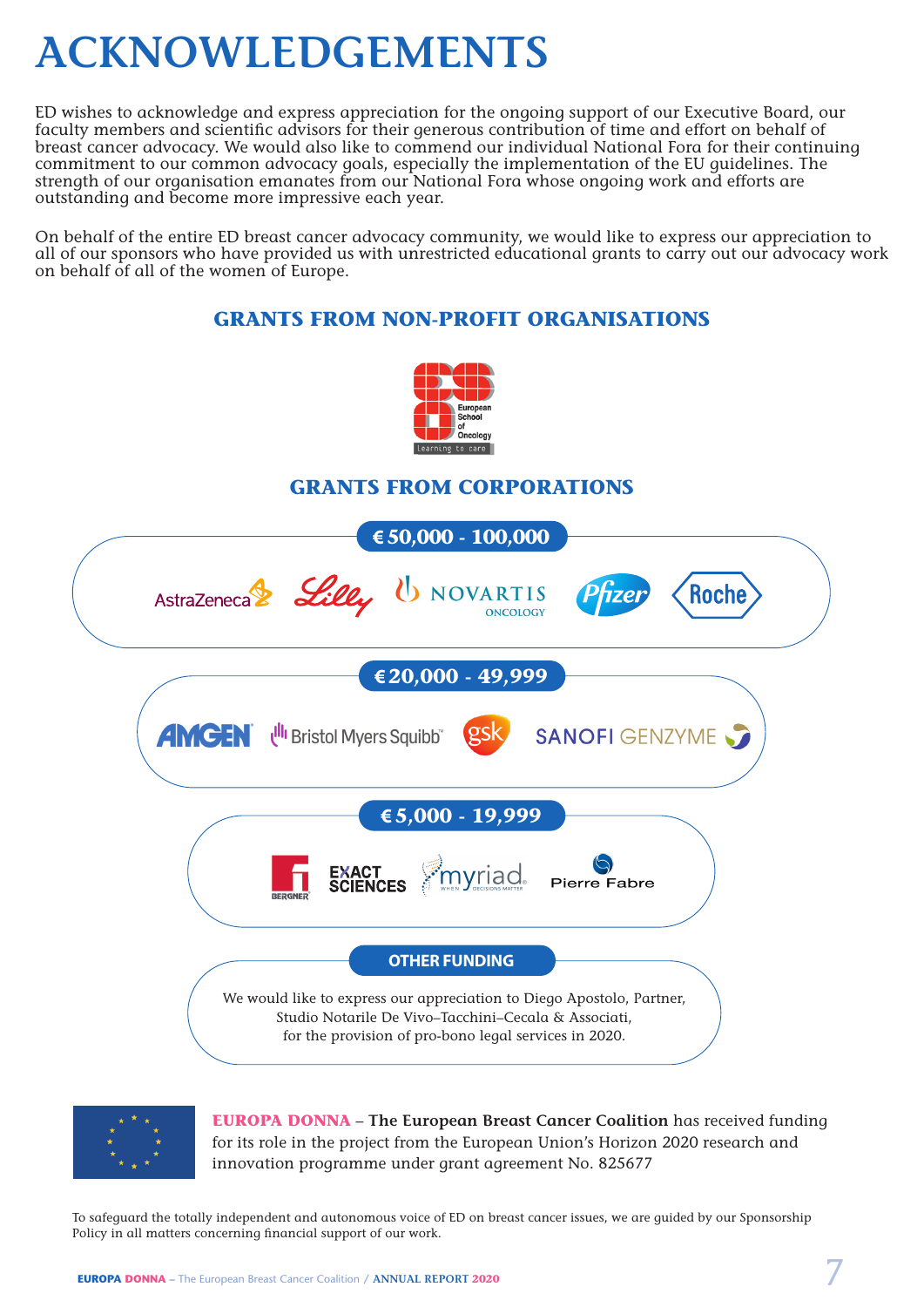# ACKNOWLEDGEMENTS

ED wishes to acknowledge and express appreciation for the ongoing support of our Executive Board, our faculty members and scientific advisors for their generous contribution of time and effort on behalf of breast cancer advocacy. We would also like to commend our individual National Fora for their continuing commitment to our common advocacy goals, especially the implementation of the EU guidelines. The strength of our organisation emanates from our National Fora whose ongoing work and efforts are outstanding and become more impressive each year.

On behalf of the entire ED breast cancer advocacy community, we would like to express our appreciation to all of our sponsors who have provided us with unrestricted educational grants to carry out our advocacy work on behalf of all of the women of Europe.

## GRANTS FROM NON-PROFIT ORGANISATIONS

European School of Oncology – learning to care

## GRANTS FROM CORPORATIONS

### € 50,000 - 100,000

AstraZeneca, Lilly, Novartis Oncology, Pfizer, Roche

### € 20,000 - 49,999

Amgen, Bristol Myers Squibb, GSK, Sanofi Genzyme

### € 5,000 - 19,999

Bergner, Exact Sciences, Myriad, Pierre Fabre

### OTHER FUNDING

We would like to express our appreciation to Diego Apostolo, Partner, Studio Notarile De Vivo–Tacchini–Cecala & Associati, for the provision of pro-bono legal services in 2020.

**EUROPA DONNA – The European Breast Cancer Coalition** has received funding for its role in the project from the European Union's Horizon 2020 research and innovation programme under grant agreement No. 825677

To safeguard the totally independent and autonomous voice of ED on breast cancer issues, we are guided by our Sponsorship Policy in all matters concerning financial support of our work.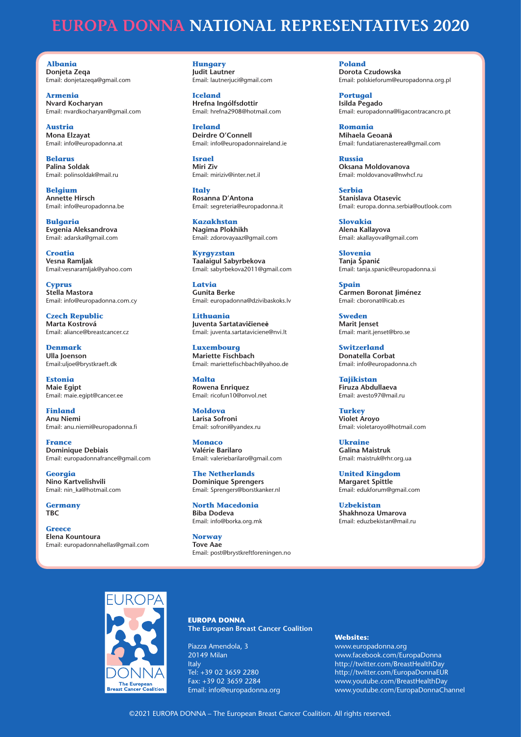# EUROPA DONNA NATIONAL REPRESENTATIVES 2020

**Albania**
Donjeta Zeqa
Email: donjetazeqa@gmail.com

**Armenia**
Nvard Kocharyan
Email: nvardkocharyan@gmail.com

**Austria**
Mona Elzayat
Email: info@europadonna.at

**Belarus**
Palina Soldak
Email: polinsoldak@mail.ru

**Belgium**
Annette Hirsch
Email: info@europadonna.be

**Bulgaria**
Evgenia Aleksandrova
Email: adarska@gmail.com

**Croatia**
Vesna Ramljak
Email:vesnaramljak@yahoo.com

**Cyprus**
Stella Mastora
Email: info@europadonna.com.cy

**Czech Republic**
Marta Kostrová
Email: aliance@breastcancer.cz

**Denmark**
Ulla Joenson
Email:uljoe@brystkraeft.dk

**Estonia**
Maie Egipt
Email: maie.egipt@cancer.ee

**Finland**
Anu Niemi
Email: anu.niemi@europadonna.fi

**France**
Dominique Debiais
Email: europadonnafrance@gmail.com

**Georgia**
Nino Kartvelishvili
Email: nin_ka@hotmail.com

**Germany**
TBC

**Greece**
Elena Kountoura
Email: europadonnahellas@gmail.com

**Hungary**
Judit Lautner
Email: lautnerjuci@gmail.com

**Iceland**
Hrefna Ingólfsdottir
Email: hrefna2908@hotmail.com

**Ireland**
Deirdre O'Connell
Email: info@europadonnaireland.ie

**Israel**
Miri Ziv
Email: miriziv@inter.net.il

**Italy**
Rosanna D'Antona
Email: segreteria@europadonna.it

**Kazakhstan**
Nagima Plokhikh
Email: zdorovayaaz@gmail.com

**Kyrgyzstan**
Taalaigul Sabyrbekova
Email: sabyrbekova2011@gmail.com

**Latvia**
Gunita Berke
Email: europadonna@dzivibaskoks.lv

**Lithuania**
Juventa Sartatavičieneė
Email: juventa.sartataviciene@nvi.lt

**Luxembourg**
Mariette Fischbach
Email: mariettefischbach@yahoo.de

**Malta**
Rowena Enriquez
Email: ricofun10@onvol.net

**Moldova**
Larisa Sofroni
Email: sofroni@yandex.ru

**Monaco**
Valérie Barilaro
Email: valeriebarilaro@gmail.com

**The Netherlands**
Dominique Sprengers
Email: Sprengers@borstkanker.nl

**North Macedonia**
Biba Dodeva
Email: info@borka.org.mk

**Norway**
Tove Aae
Email: post@brystkreftforeningen.no

**Poland**
Dorota Czudowska
Email: polskieforum@europadonna.org.pl

**Portugal**
Isilda Pegado
Email: europadonna@ligacontracancro.pt

**Romania**
Mihaela Geoană
Email: fundatiarenasterea@gmail.com

**Russia**
Oksana Moldovanova
Email: moldovanova@nwhcf.ru

**Serbia**
Stanislava Otasevic
Email: europa.donna.serbia@outlook.com

**Slovakia**
Alena Kallayova
Email: akallayova@gmail.com

**Slovenia**
Tanja Španić
Email: tanja.spanic@europadonna.si

**Spain**
Carmen Boronat Jiménez
Email: cboronat@icab.es

**Sweden**
Marit Jenset
Email: marit.jenset@bro.se

**Switzerland**
Donatella Corbat
Email: info@europadonna.ch

**Tajikistan**
Firuza Abdullaeva
Email: avesto97@mail.ru

**Turkey**
Violet Aroyo
Email: violetaroyo@hotmail.com

**Ukraine**
Galina Maistruk
Email: maistruk@rhr.org.ua

**United Kingdom**
Margaret Spittle
Email: edukforum@gmail.com

**Uzbekistan**
Shakhnoza Umarova
Email: eduzbekistan@mail.ru

EUROPA DONNA
The European Breast Cancer Coalition

**EUROPA DONNA**
**The European Breast Cancer Coalition**

Piazza Amendola, 3
20149 Milan
Italy
Tel: +39 02 3659 2280
Fax: +39 02 3659 2284
Email: info@europadonna.org

**Websites:**
www.europadonna.org
www.facebook.com/EuropaDonna
http://twitter.com/BreastHealthDay
http://twitter.com/EuropaDonnaEUR
www.youtube.com/BreastHealthDay
www.youtube.com/EuropaDonnaChannel

©2021 EUROPA DONNA – The European Breast Cancer Coalition. All rights reserved.